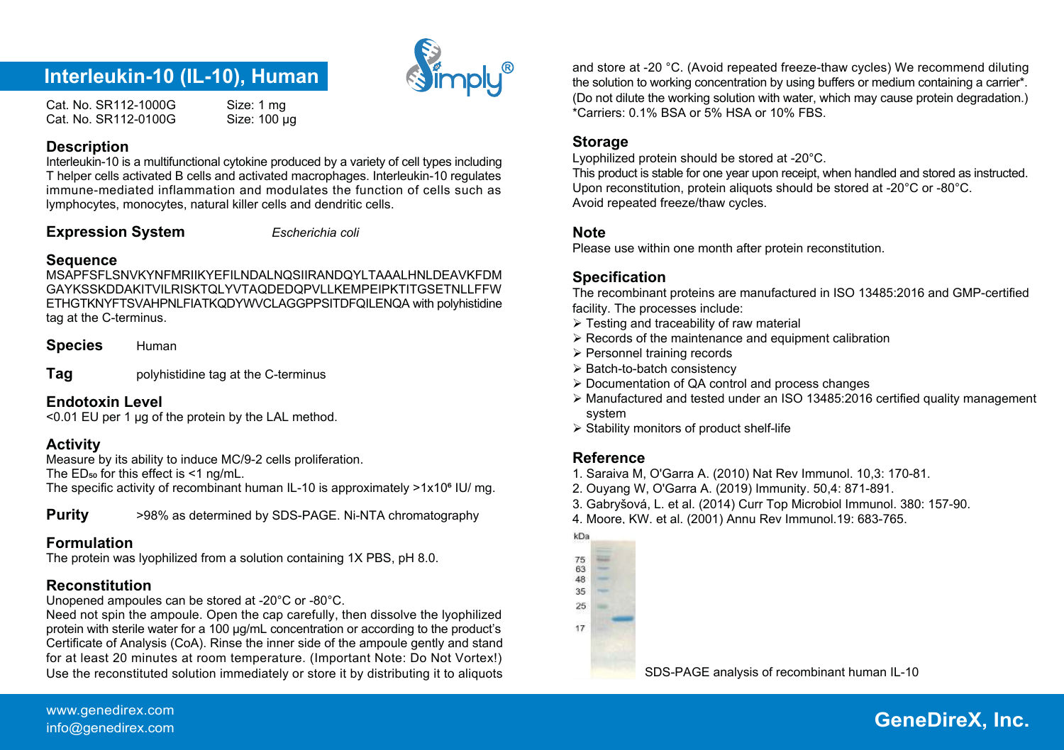# Interleukin-10 (IL-10), Human

Cat. No. SR112-1000G  Size: 1 mg
Cat. No. SR112-0100G  Size: 100 µg

## Description

Interleukin-10 is a multifunctional cytokine produced by a variety of cell types including T helper cells activated B cells and activated macrophages. Interleukin-10 regulates immune-mediated inflammation and modulates the function of cells such as lymphocytes, monocytes, natural killer cells and dendritic cells.

## Expression System

*Escherichia coli*

## Sequence

MSAPFSFLSNVKYNFMRIIKYEFILNDALNQSIIRANDQYLTAAALHNLDEAVKFDM GAYKSSKDDAKITVILRISKTQLYVTAQDEDQPVLLKEMPEIPKTITGSETNLLFFW ETHGTKNYFTSVAHPNLFIATKQDYWVCLAGGPPSITDFQILENQA with polyhistidine tag at the C-terminus.

## Species

Human

## Tag

polyhistidine tag at the C-terminus

## Endotoxin Level

<0.01 EU per 1 µg of the protein by the LAL method.

## Activity

Measure by its ability to induce MC/9-2 cells proliferation.
The $ED_{50}$ for this effect is <1 ng/mL.
The specific activity of recombinant human IL-10 is approximately >$1x10^6$ IU/ mg.

## Purity

>98% as determined by SDS-PAGE. Ni-NTA chromatography

## Formulation

The protein was lyophilized from a solution containing 1X PBS, pH 8.0.

## Reconstitution

Unopened ampoules can be stored at -20°C or -80°C.
Need not spin the ampoule. Open the cap carefully, then dissolve the lyophilized protein with sterile water for a 100 µg/mL concentration or according to the product's Certificate of Analysis (CoA). Rinse the inner side of the ampoule gently and stand for at least 20 minutes at room temperature. (Important Note: Do Not Vortex!) Use the reconstituted solution immediately or store it by distributing it to aliquots and store at -20 °C. (Avoid repeated freeze-thaw cycles) We recommend diluting the solution to working concentration by using buffers or medium containing a carrier*. (Do not dilute the working solution with water, which may cause protein degradation.)
*Carriers: 0.1% BSA or 5% HSA or 10% FBS.

## Storage

Lyophilized protein should be stored at -20°C.
This product is stable for one year upon receipt, when handled and stored as instructed.
Upon reconstitution, protein aliquots should be stored at -20°C or -80°C.
Avoid repeated freeze/thaw cycles.

## Note

Please use within one month after protein reconstitution.

## Specification

The recombinant proteins are manufactured in ISO 13485:2016 and GMP-certified facility. The processes include:

- Testing and traceability of raw material
- Records of the maintenance and equipment calibration
- Personnel training records
- Batch-to-batch consistency
- Documentation of QA control and process changes
- Manufactured and tested under an ISO 13485:2016 certified quality management system
- Stability monitors of product shelf-life

## Reference

1. Saraiva M, O'Garra A. (2010) Nat Rev Immunol. 10,3: 170-81.
2. Ouyang W, O'Garra A. (2019) Immunity. 50,4: 871-891.
3. Gabryšová, L. et al. (2014) Curr Top Microbiol Immunol. 380: 157-90.
4. Moore, KW. et al. (2001) Annu Rev Immunol.19: 683-765.

kDa
75
63
48
35
25
17

SDS-PAGE analysis of recombinant human IL-10

www.genedirex.com
info@genedirex.com

GeneDireX, Inc.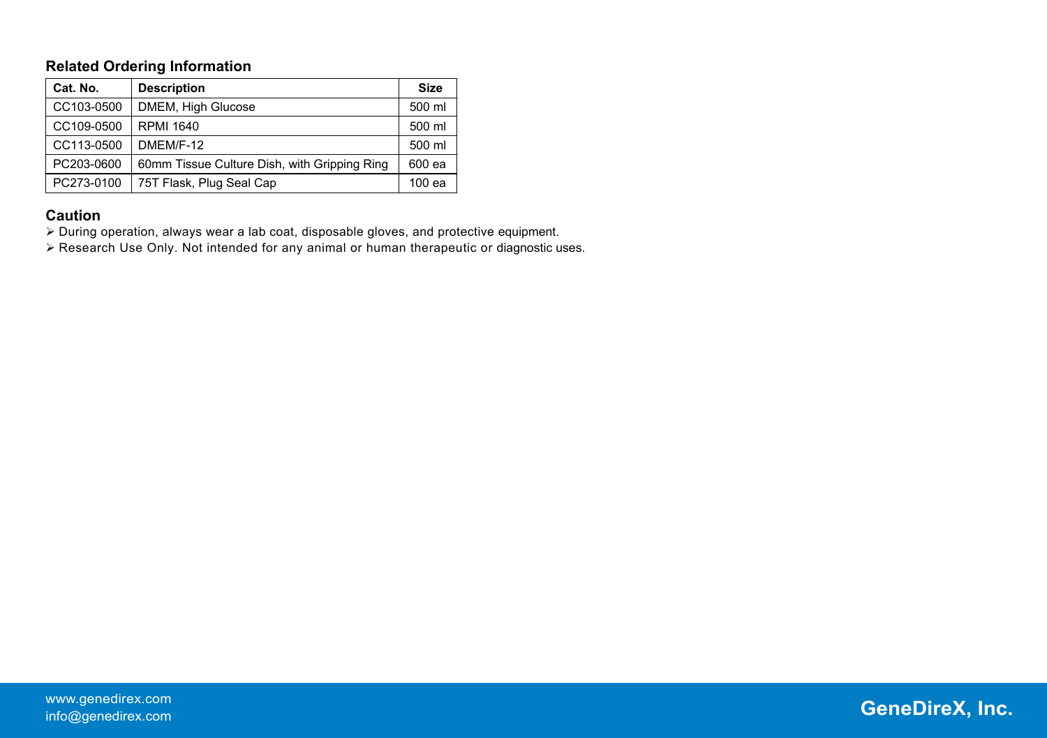## Related Ordering Information

| Cat. No. | Description | Size |
|---|---|---|
| CC103-0500 | DMEM, High Glucose | 500 ml |
| CC109-0500 | RPMI 1640 | 500 ml |
| CC113-0500 | DMEM/F-12 | 500 ml |
| PC203-0600 | 60mm Tissue Culture Dish, with Gripping Ring | 600 ea |
| PC273-0100 | 75T Flask, Plug Seal Cap | 100 ea |

## Caution

- During operation, always wear a lab coat, disposable gloves, and protective equipment.
- Research Use Only. Not intended for any animal or human therapeutic or diagnostic uses.